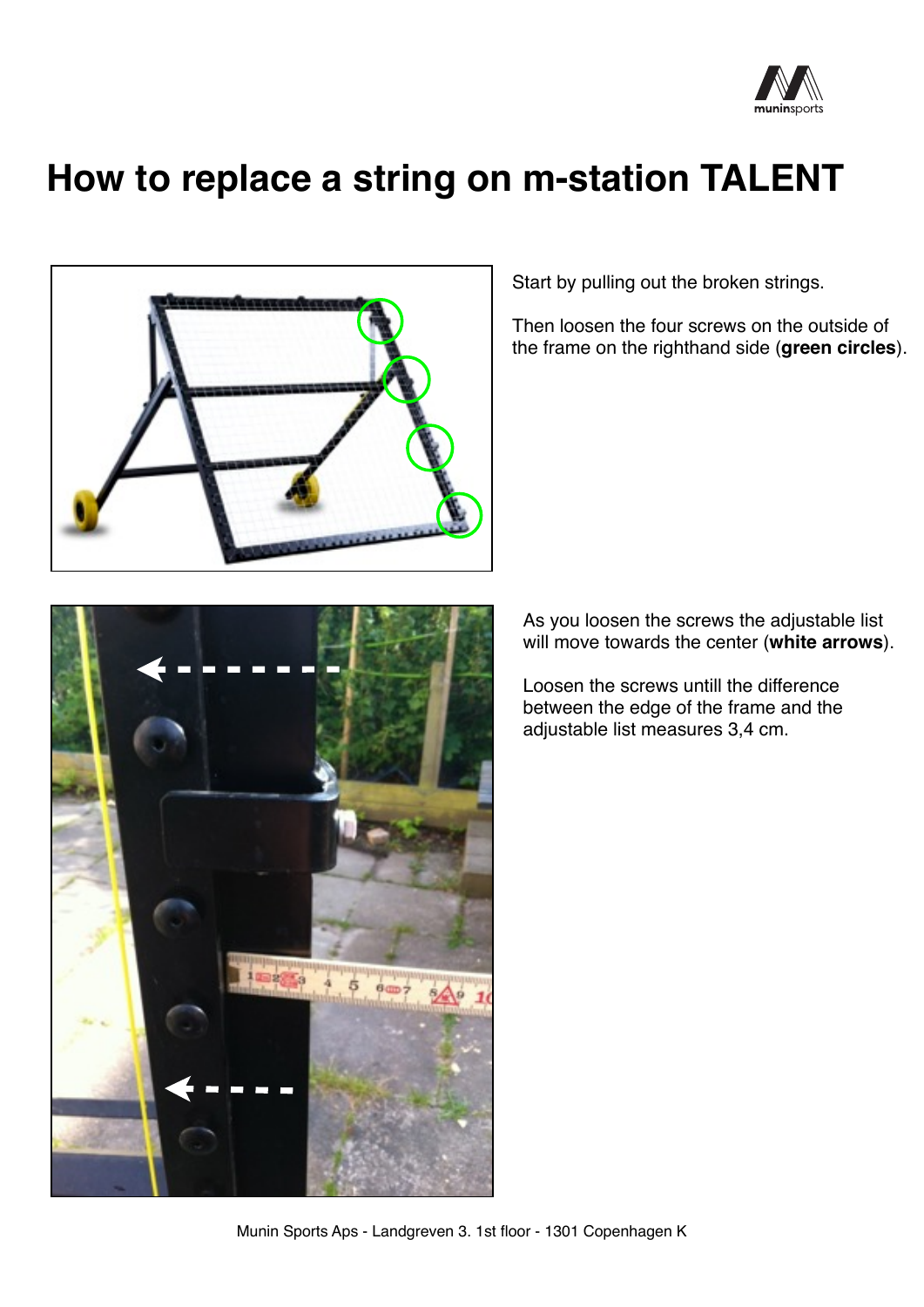# How to replace a string on m-station TALENT

Start by pulling out the broken strings.

Then loosen the four screws on the outside of the frame on the righthand side (**green circles**).

As you loosen the screws the adjustable list will move towards the center (**white arrows**).

Loosen the screws untill the difference between the edge of the frame and the adjustable list measures 3,4 cm.

Munin Sports Aps - Landgreven 3. 1st floor - 1301 Copenhagen K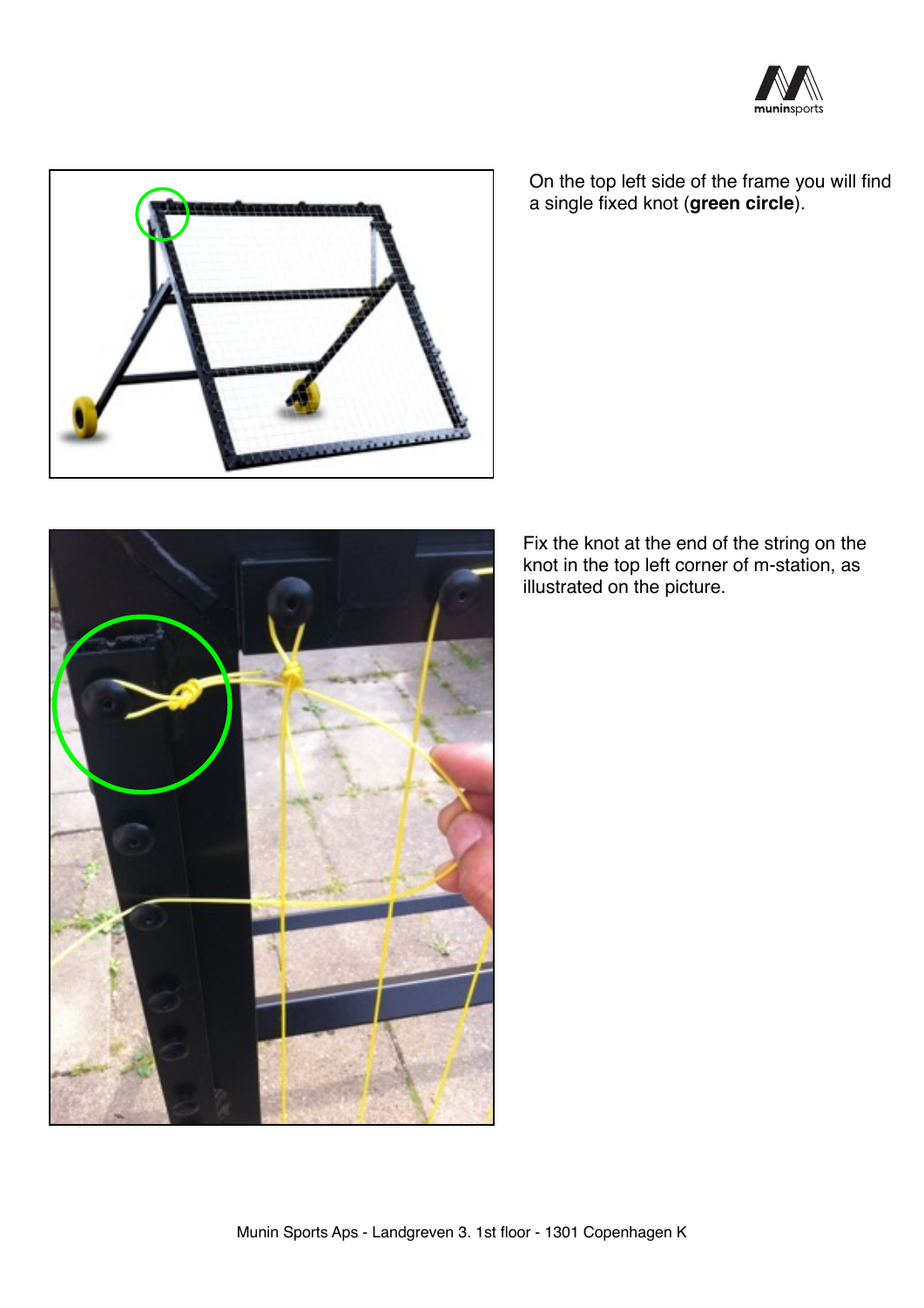On the top left side of the frame you will find a single fixed knot (**green circle**).

Fix the knot at the end of the string on the knot in the top left corner of m-station, as illustrated on the picture.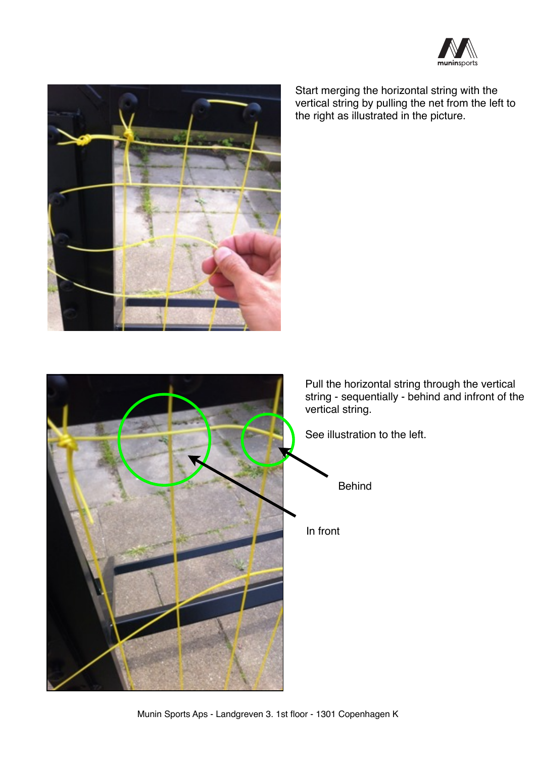Start merging the horizontal string with the vertical string by pulling the net from the left to the right as illustrated in the picture.

Pull the horizontal string through the vertical string - sequentially - behind and infront of the vertical string.

See illustration to the left.

Behind

In front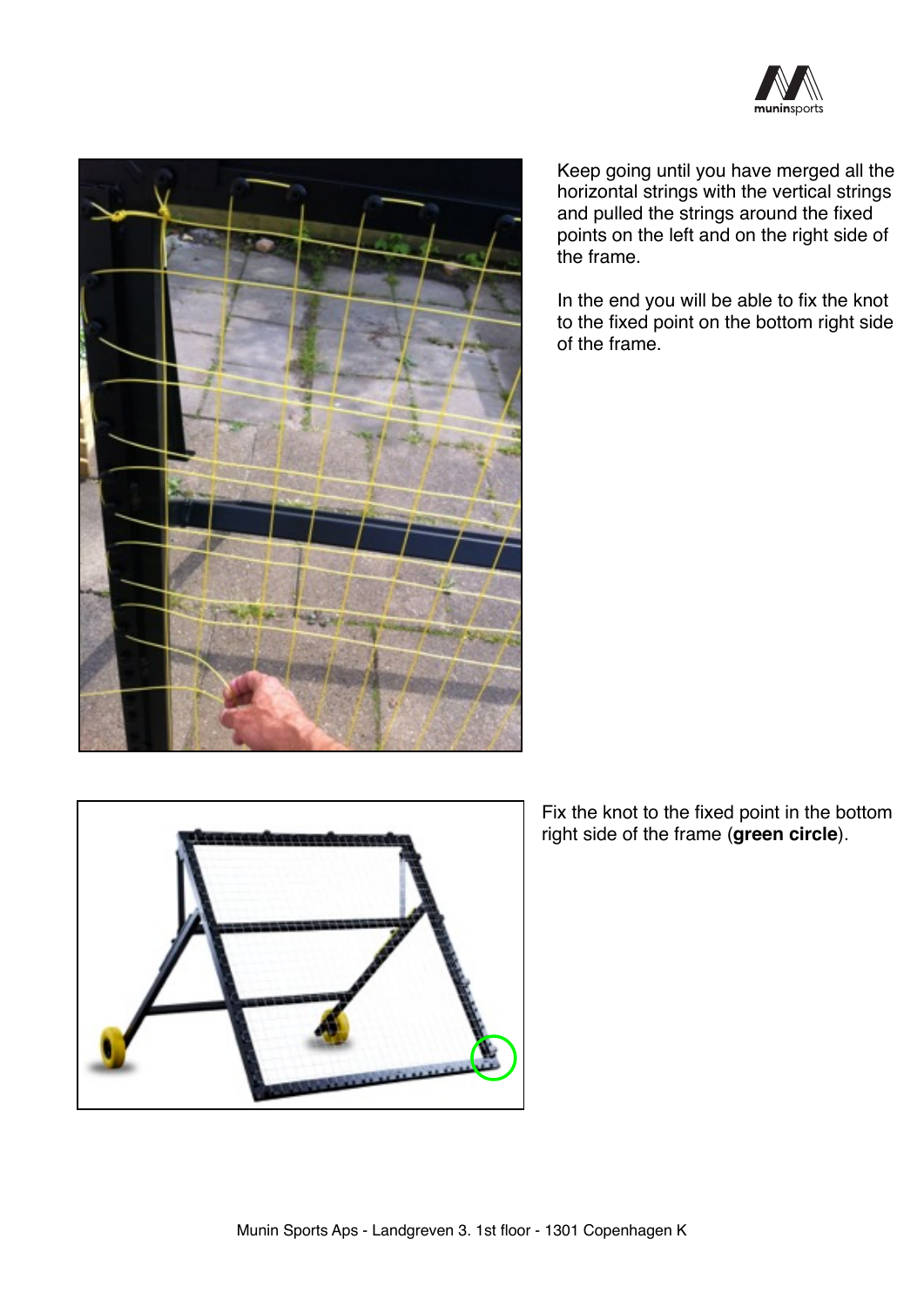Keep going until you have merged all the horizontal strings with the vertical strings and pulled the strings around the fixed points on the left and on the right side of the frame.

In the end you will be able to fix the knot to the fixed point on the bottom right side of the frame.

Fix the knot to the fixed point in the bottom right side of the frame (**green circle**).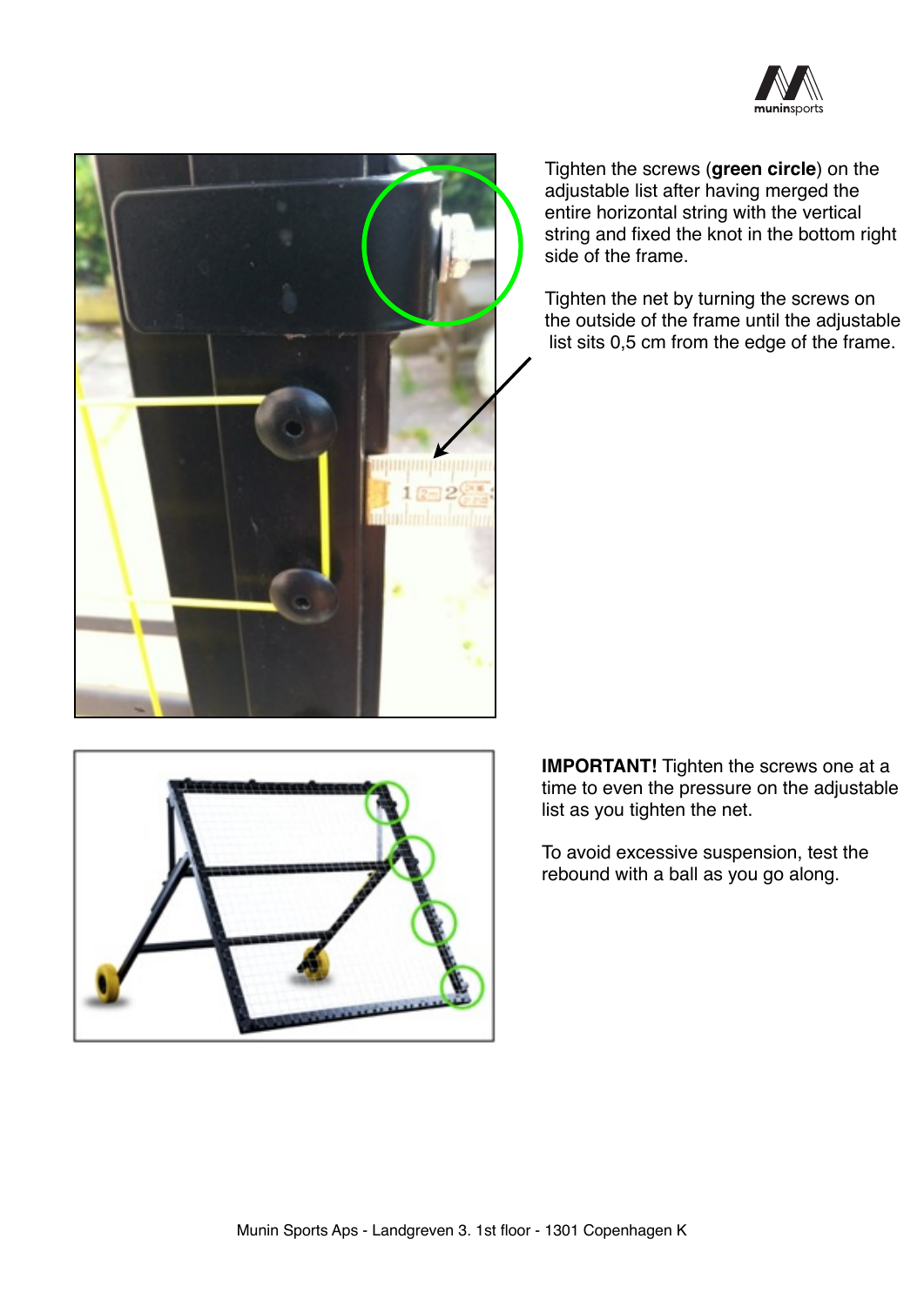Tighten the screws (**green circle**) on the adjustable list after having merged the entire horizontal string with the vertical string and fixed the knot in the bottom right side of the frame.

Tighten the net by turning the screws on the outside of the frame until the adjustable list sits 0,5 cm from the edge of the frame.

**IMPORTANT!** Tighten the screws one at a time to even the pressure on the adjustable list as you tighten the net.

To avoid excessive suspension, test the rebound with a ball as you go along.

Munin Sports Aps - Landgreven 3. 1st floor - 1301 Copenhagen K